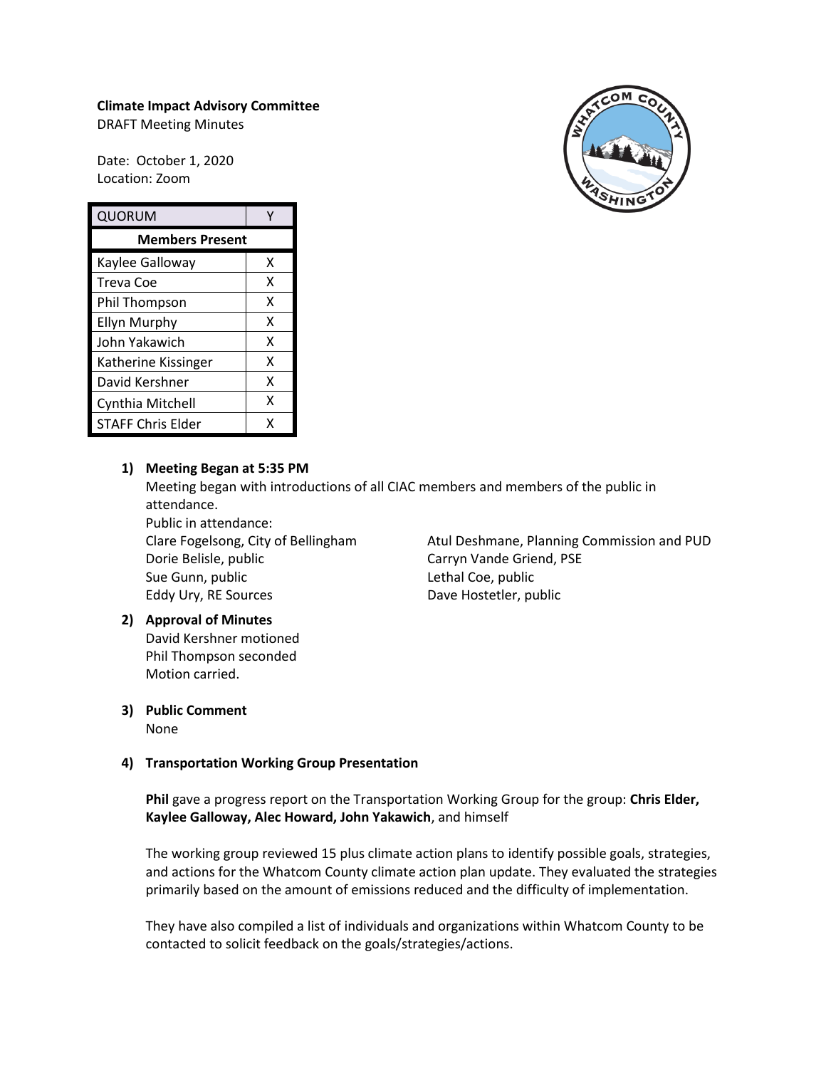**Climate Impact Advisory Committee**
DRAFT Meeting Minutes

Date: October 1, 2020
Location: Zoom

| QUORUM | Y |
|---|---|
| **Members Present** | |
| Kaylee Galloway | X |
| Treva Coe | X |
| Phil Thompson | X |
| Ellyn Murphy | X |
| John Yakawich | X |
| Katherine Kissinger | X |
| David Kershner | X |
| Cynthia Mitchell | X |
| STAFF Chris Elder | X |

1) **Meeting Began at 5:35 PM**
   Meeting began with introductions of all CIAC members and members of the public in attendance.
   Public in attendance:
   Clare Fogelsong, City of Bellingham
   Dorie Belisle, public
   Sue Gunn, public
   Eddy Ury, RE Sources
   Atul Deshmane, Planning Commission and PUD
   Carryn Vande Griend, PSE
   Lethal Coe, public
   Dave Hostetler, public

2) **Approval of Minutes**
   David Kershner motioned
   Phil Thompson seconded
   Motion carried.

3) **Public Comment**
   None

4) **Transportation Working Group Presentation**

   **Phil** gave a progress report on the Transportation Working Group for the group: **Chris Elder, Kaylee Galloway, Alec Howard, John Yakawich**, and himself

   The working group reviewed 15 plus climate action plans to identify possible goals, strategies, and actions for the Whatcom County climate action plan update. They evaluated the strategies primarily based on the amount of emissions reduced and the difficulty of implementation.

   They have also compiled a list of individuals and organizations within Whatcom County to be contacted to solicit feedback on the goals/strategies/actions.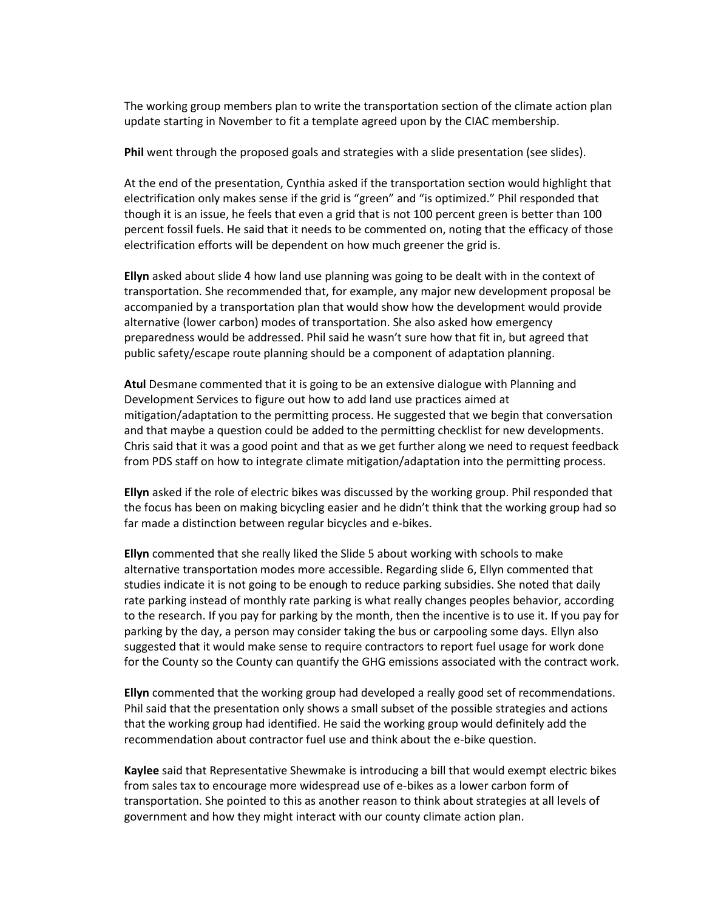The working group members plan to write the transportation section of the climate action plan update starting in November to fit a template agreed upon by the CIAC membership.

**Phil** went through the proposed goals and strategies with a slide presentation (see slides).

At the end of the presentation, Cynthia asked if the transportation section would highlight that electrification only makes sense if the grid is "green" and "is optimized." Phil responded that though it is an issue, he feels that even a grid that is not 100 percent green is better than 100 percent fossil fuels. He said that it needs to be commented on, noting that the efficacy of those electrification efforts will be dependent on how much greener the grid is.

**Ellyn** asked about slide 4 how land use planning was going to be dealt with in the context of transportation. She recommended that, for example, any major new development proposal be accompanied by a transportation plan that would show how the development would provide alternative (lower carbon) modes of transportation. She also asked how emergency preparedness would be addressed. Phil said he wasn't sure how that fit in, but agreed that public safety/escape route planning should be a component of adaptation planning.

**Atul** Desmane commented that it is going to be an extensive dialogue with Planning and Development Services to figure out how to add land use practices aimed at mitigation/adaptation to the permitting process. He suggested that we begin that conversation and that maybe a question could be added to the permitting checklist for new developments. Chris said that it was a good point and that as we get further along we need to request feedback from PDS staff on how to integrate climate mitigation/adaptation into the permitting process.

**Ellyn** asked if the role of electric bikes was discussed by the working group. Phil responded that the focus has been on making bicycling easier and he didn't think that the working group had so far made a distinction between regular bicycles and e-bikes.

**Ellyn** commented that she really liked the Slide 5 about working with schools to make alternative transportation modes more accessible. Regarding slide 6, Ellyn commented that studies indicate it is not going to be enough to reduce parking subsidies. She noted that daily rate parking instead of monthly rate parking is what really changes peoples behavior, according to the research. If you pay for parking by the month, then the incentive is to use it. If you pay for parking by the day, a person may consider taking the bus or carpooling some days. Ellyn also suggested that it would make sense to require contractors to report fuel usage for work done for the County so the County can quantify the GHG emissions associated with the contract work.

**Ellyn** commented that the working group had developed a really good set of recommendations. Phil said that the presentation only shows a small subset of the possible strategies and actions that the working group had identified. He said the working group would definitely add the recommendation about contractor fuel use and think about the e-bike question.

**Kaylee** said that Representative Shewmake is introducing a bill that would exempt electric bikes from sales tax to encourage more widespread use of e-bikes as a lower carbon form of transportation. She pointed to this as another reason to think about strategies at all levels of government and how they might interact with our county climate action plan.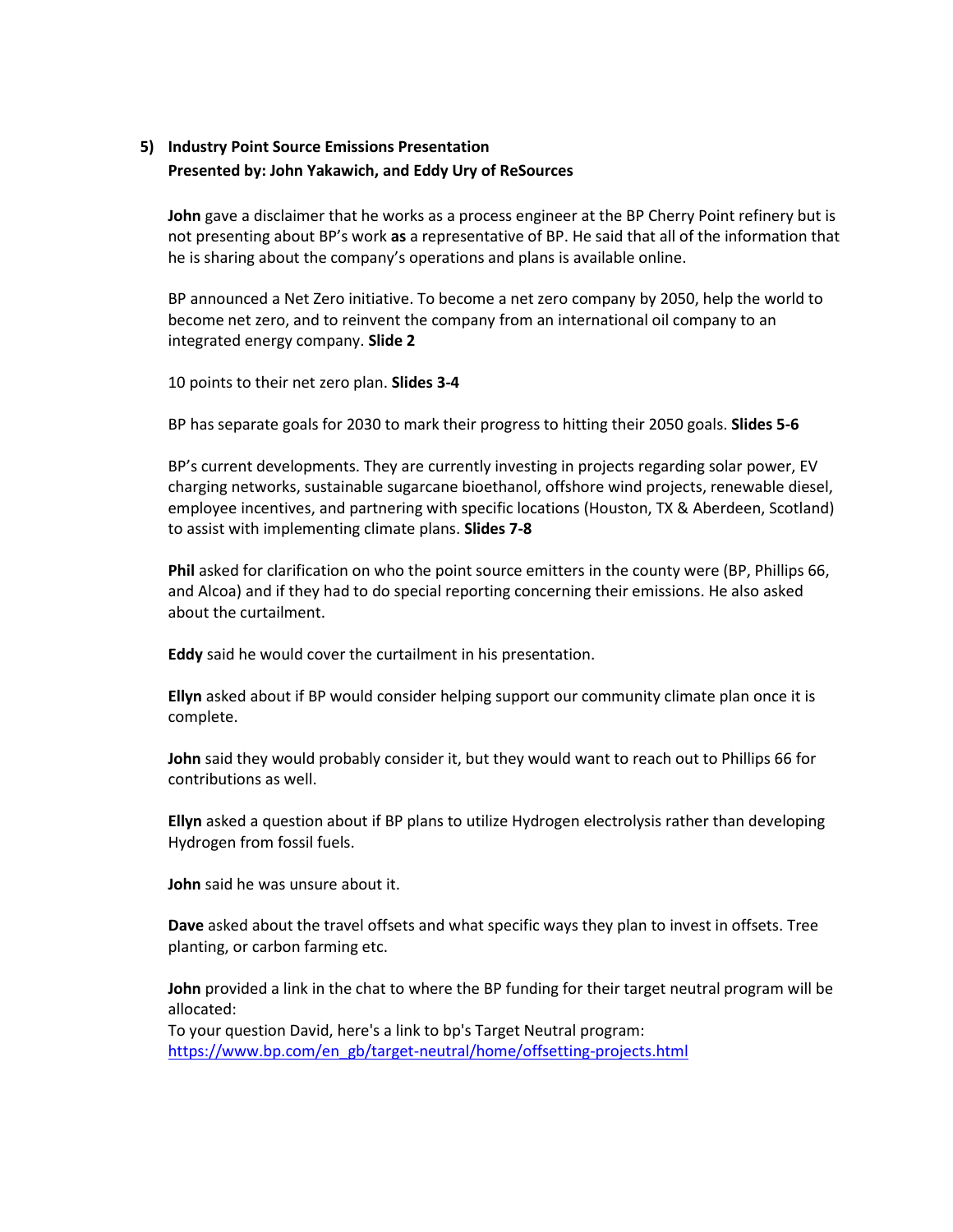5) **Industry Point Source Emissions Presentation**
**Presented by: John Yakawich, and Eddy Ury of ReSources**

**John** gave a disclaimer that he works as a process engineer at the BP Cherry Point refinery but is not presenting about BP's work **as** a representative of BP. He said that all of the information that he is sharing about the company's operations and plans is available online.

BP announced a Net Zero initiative. To become a net zero company by 2050, help the world to become net zero, and to reinvent the company from an international oil company to an integrated energy company. **Slide 2**

10 points to their net zero plan. **Slides 3-4**

BP has separate goals for 2030 to mark their progress to hitting their 2050 goals. **Slides 5-6**

BP's current developments. They are currently investing in projects regarding solar power, EV charging networks, sustainable sugarcane bioethanol, offshore wind projects, renewable diesel, employee incentives, and partnering with specific locations (Houston, TX & Aberdeen, Scotland) to assist with implementing climate plans. **Slides 7-8**

**Phil** asked for clarification on who the point source emitters in the county were (BP, Phillips 66, and Alcoa) and if they had to do special reporting concerning their emissions. He also asked about the curtailment.

**Eddy** said he would cover the curtailment in his presentation.

**Ellyn** asked about if BP would consider helping support our community climate plan once it is complete.

**John** said they would probably consider it, but they would want to reach out to Phillips 66 for contributions as well.

**Ellyn** asked a question about if BP plans to utilize Hydrogen electrolysis rather than developing Hydrogen from fossil fuels.

**John** said he was unsure about it.

**Dave** asked about the travel offsets and what specific ways they plan to invest in offsets. Tree planting, or carbon farming etc.

**John** provided a link in the chat to where the BP funding for their target neutral program will be allocated:
To your question David, here's a link to bp's Target Neutral program:
https://www.bp.com/en_gb/target-neutral/home/offsetting-projects.html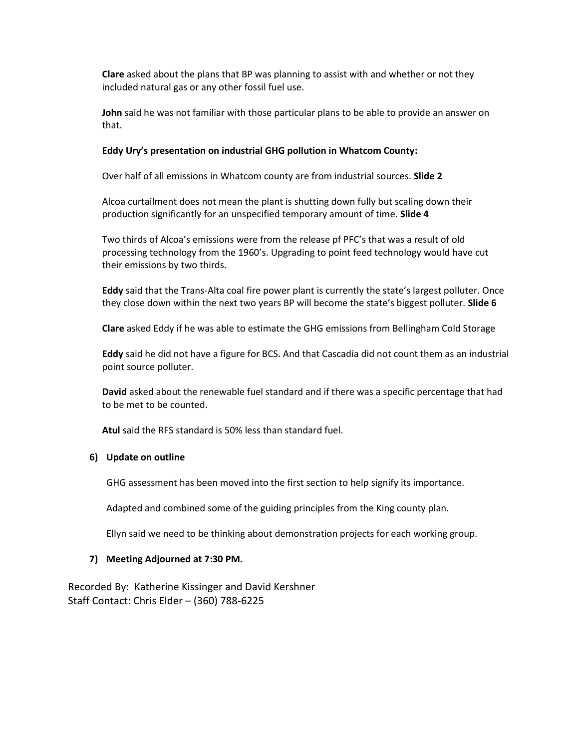**Clare** asked about the plans that BP was planning to assist with and whether or not they included natural gas or any other fossil fuel use.

**John** said he was not familiar with those particular plans to be able to provide an answer on that.

**Eddy Ury's presentation on industrial GHG pollution in Whatcom County:**

Over half of all emissions in Whatcom county are from industrial sources. **Slide 2**

Alcoa curtailment does not mean the plant is shutting down fully but scaling down their production significantly for an unspecified temporary amount of time. **Slide 4**

Two thirds of Alcoa's emissions were from the release pf PFC's that was a result of old processing technology from the 1960's. Upgrading to point feed technology would have cut their emissions by two thirds.

**Eddy** said that the Trans-Alta coal fire power plant is currently the state's largest polluter. Once they close down within the next two years BP will become the state's biggest polluter. **Slide 6**

**Clare** asked Eddy if he was able to estimate the GHG emissions from Bellingham Cold Storage

**Eddy** said he did not have a figure for BCS. And that Cascadia did not count them as an industrial point source polluter.

**David** asked about the renewable fuel standard and if there was a specific percentage that had to be met to be counted.

**Atul** said the RFS standard is 50% less than standard fuel.

6) **Update on outline**

GHG assessment has been moved into the first section to help signify its importance.

Adapted and combined some of the guiding principles from the King county plan.

Ellyn said we need to be thinking about demonstration projects for each working group.

7) **Meeting Adjourned at 7:30 PM.**

Recorded By: Katherine Kissinger and David Kershner
Staff Contact: Chris Elder – (360) 788-6225